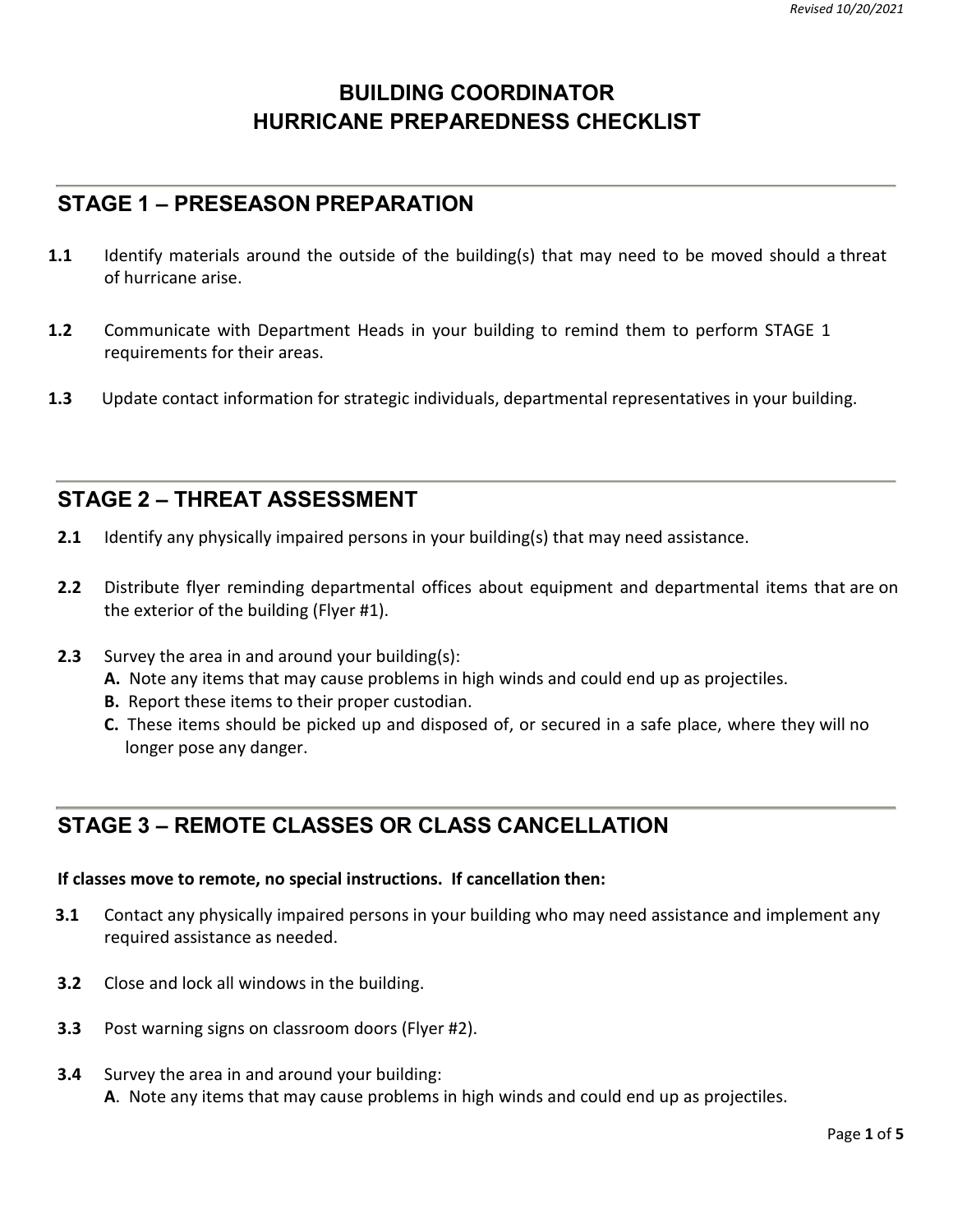# BUILDING COORDINATOR
# HURRICANE PREPAREDNESS CHECKLIST

## STAGE 1 – PRESEASON PREPARATION

**1.1** Identify materials around the outside of the building(s) that may need to be moved should a threat of hurricane arise.

**1.2** Communicate with Department Heads in your building to remind them to perform STAGE 1 requirements for their areas.

**1.3** Update contact information for strategic individuals, departmental representatives in your building.

## STAGE 2 – THREAT ASSESSMENT

**2.1** Identify any physically impaired persons in your building(s) that may need assistance.

**2.2** Distribute flyer reminding departmental offices about equipment and departmental items that are on the exterior of the building (Flyer #1).

**2.3** Survey the area in and around your building(s):

- **A.** Note any items that may cause problems in high winds and could end up as projectiles.
- **B.** Report these items to their proper custodian.
- **C.** These items should be picked up and disposed of, or secured in a safe place, where they will no longer pose any danger.

## STAGE 3 – REMOTE CLASSES OR CLASS CANCELLATION

**If classes move to remote, no special instructions. If cancellation then:**

**3.1** Contact any physically impaired persons in your building who may need assistance and implement any required assistance as needed.

**3.2** Close and lock all windows in the building.

**3.3** Post warning signs on classroom doors (Flyer #2).

**3.4** Survey the area in and around your building:

- **A**. Note any items that may cause problems in high winds and could end up as projectiles.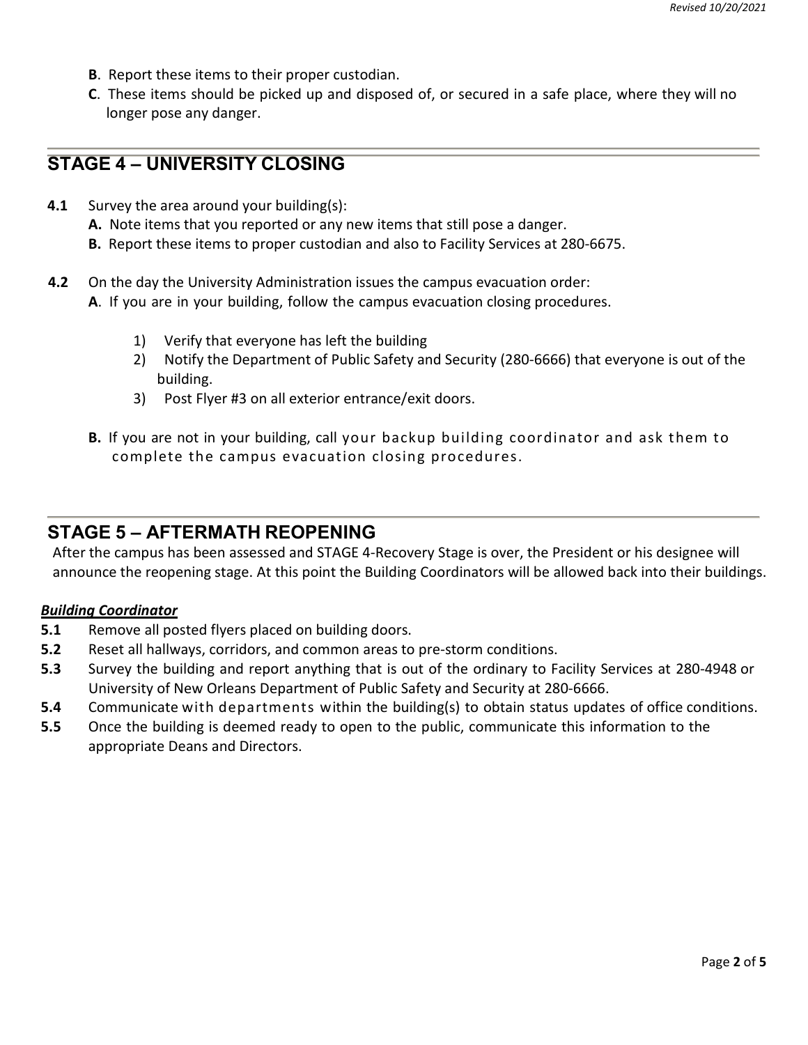**B**. Report these items to their proper custodian.

**C**. These items should be picked up and disposed of, or secured in a safe place, where they will no longer pose any danger.

## STAGE 4 – UNIVERSITY CLOSING

**4.1** Survey the area around your building(s):

**A.** Note items that you reported or any new items that still pose a danger.

**B.** Report these items to proper custodian and also to Facility Services at 280-6675.

**4.2** On the day the University Administration issues the campus evacuation order:

**A**. If you are in your building, follow the campus evacuation closing procedures.

1) Verify that everyone has left the building
2) Notify the Department of Public Safety and Security (280-6666) that everyone is out of the building.
3) Post Flyer #3 on all exterior entrance/exit doors.

**B.** If you are not in your building, call your backup building coordinator and ask them to complete the campus evacuation closing procedures.

## STAGE 5 – AFTERMATH REOPENING

After the campus has been assessed and STAGE 4-Recovery Stage is over, the President or his designee will announce the reopening stage. At this point the Building Coordinators will be allowed back into their buildings.

***Building Coordinator***

**5.1** Remove all posted flyers placed on building doors.

**5.2** Reset all hallways, corridors, and common areas to pre-storm conditions.

**5.3** Survey the building and report anything that is out of the ordinary to Facility Services at 280-4948 or University of New Orleans Department of Public Safety and Security at 280-6666.

**5.4** Communicate with departments within the building(s) to obtain status updates of office conditions.

**5.5** Once the building is deemed ready to open to the public, communicate this information to the appropriate Deans and Directors.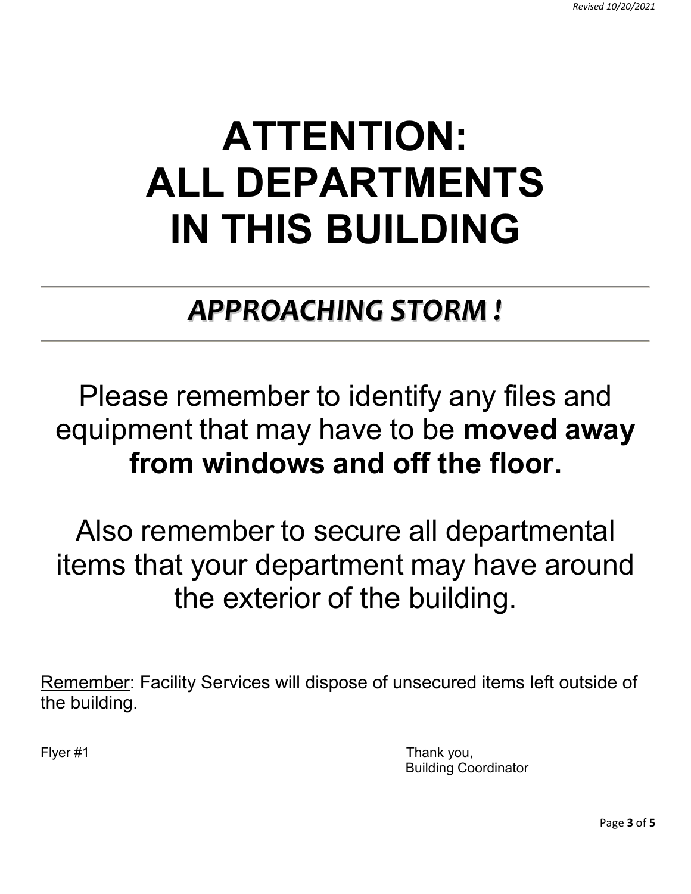# ATTENTION: ALL DEPARTMENTS IN THIS BUILDING

---

## *APPROACHING STORM !*

---

Please remember to identify any files and equipment that may have to be **moved away from windows and off the floor.**

Also remember to secure all departmental items that your department may have around the exterior of the building.

Remember: Facility Services will dispose of unsecured items left outside of the building.

Flyer #1

Thank you,
Building Coordinator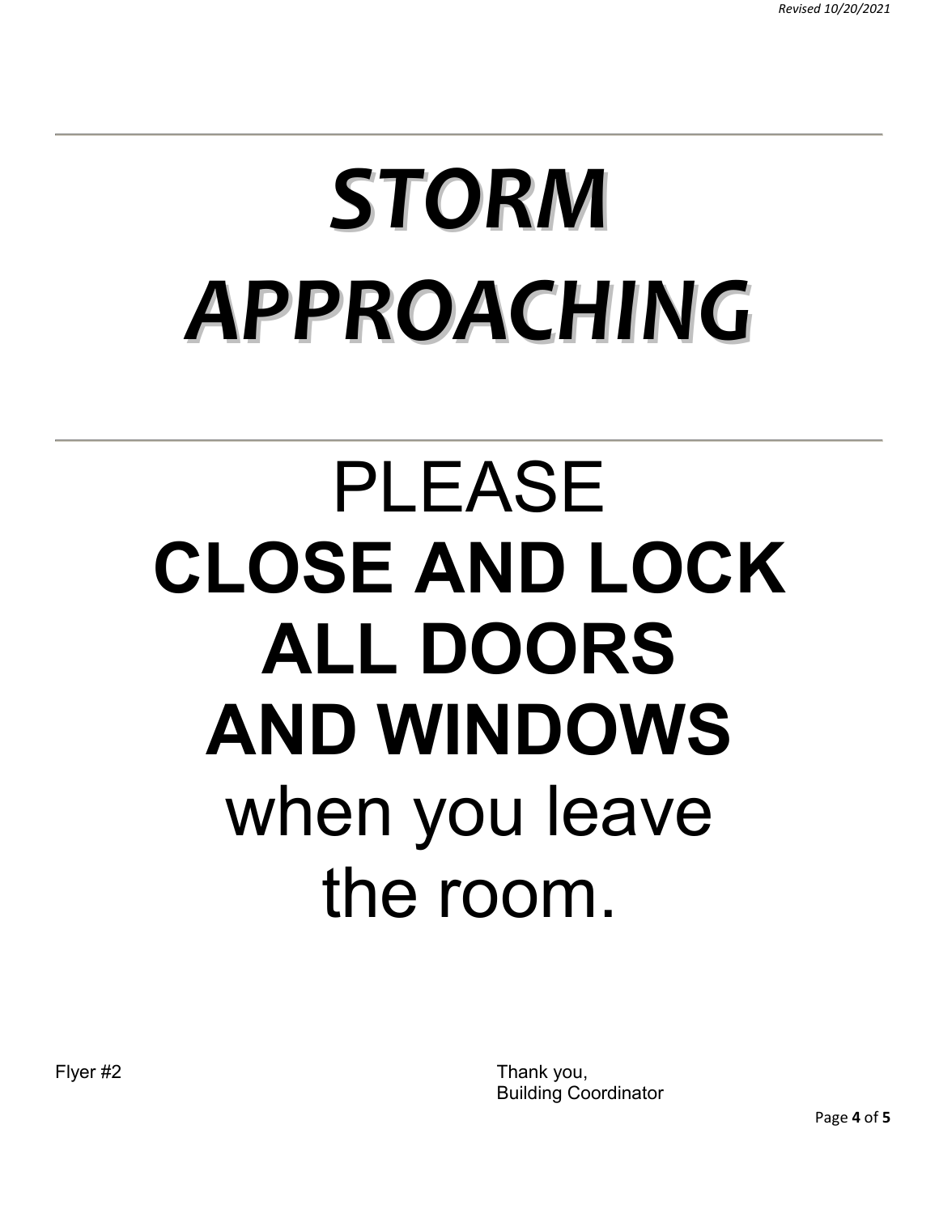---

# ***STORM APPROACHING***

---

PLEASE

**CLOSE AND LOCK ALL DOORS AND WINDOWS**

when you leave the room.

Flyer #2

Thank you,
Building Coordinator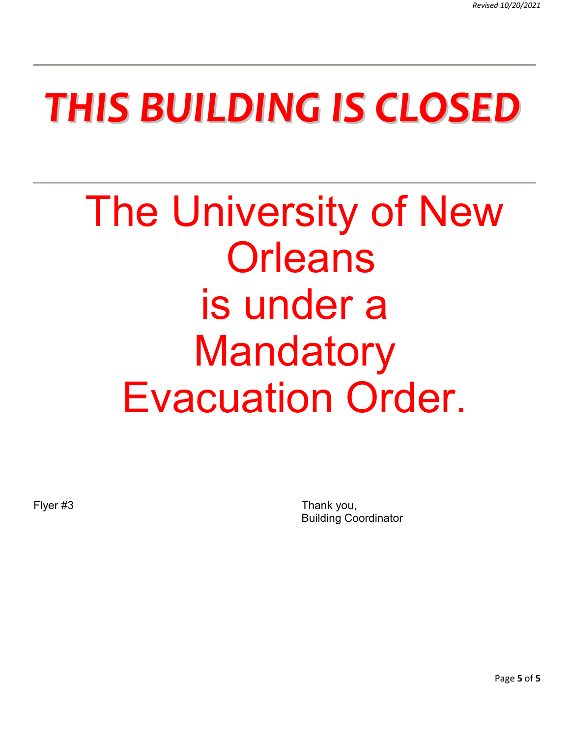# THIS BUILDING IS CLOSED

The University of New Orleans is under a Mandatory Evacuation Order.

Flyer #3

Thank you,
Building Coordinator